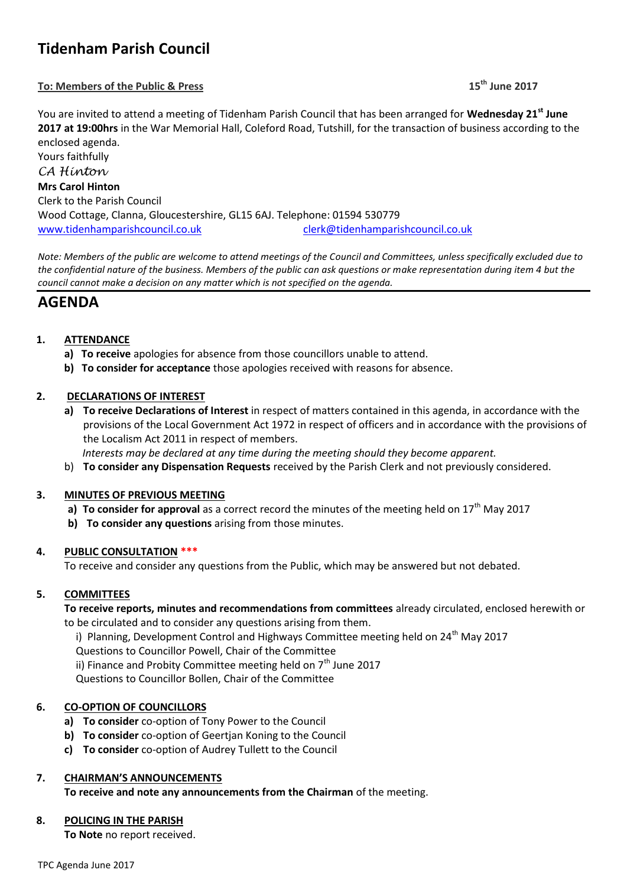# Tidenham Parish Council

**To: Members of the Public & Press** **15th June 2017**

You are invited to attend a meeting of Tidenham Parish Council that has been arranged for **Wednesday 21st June 2017 at 19:00hrs** in the War Memorial Hall, Coleford Road, Tutshill, for the transaction of business according to the enclosed agenda.

Yours faithfully

*CA Hinton*

**Mrs Carol Hinton**

Clerk to the Parish Council

Wood Cottage, Clanna, Gloucestershire, GL15 6AJ. Telephone: 01594 530779

www.tidenhamparishcouncil.co.uk clerk@tidenhamparishcouncil.co.uk

*Note: Members of the public are welcome to attend meetings of the Council and Committees, unless specifically excluded due to the confidential nature of the business. Members of the public can ask questions or make representation during item 4 but the council cannot make a decision on any matter which is not specified on the agenda.*

## AGENDA

**1. ATTENDANCE**

- **a) To receive** apologies for absence from those councillors unable to attend.
- **b) To consider for acceptance** those apologies received with reasons for absence.

**2. DECLARATIONS OF INTEREST**

- **a) To receive Declarations of Interest** in respect of matters contained in this agenda, in accordance with the provisions of the Local Government Act 1972 in respect of officers and in accordance with the provisions of the Localism Act 2011 in respect of members.
  *Interests may be declared at any time during the meeting should they become apparent.*
- b) **To consider any Dispensation Requests** received by the Parish Clerk and not previously considered.

**3. MINUTES OF PREVIOUS MEETING**

- **a) To consider for approval** as a correct record the minutes of the meeting held on 17th May 2017
- **b) To consider any questions** arising from those minutes.

**4. PUBLIC CONSULTATION \*\*\***

To receive and consider any questions from the Public, which may be answered but not debated.

**5. COMMITTEES**

**To receive reports, minutes and recommendations from committees** already circulated, enclosed herewith or to be circulated and to consider any questions arising from them.

i) Planning, Development Control and Highways Committee meeting held on 24th May 2017
Questions to Councillor Powell, Chair of the Committee

ii) Finance and Probity Committee meeting held on 7th June 2017
Questions to Councillor Bollen, Chair of the Committee

**6. CO-OPTION OF COUNCILLORS**

- **a) To consider** co-option of Tony Power to the Council
- **b) To consider** co-option of Geertjan Koning to the Council
- **c) To consider** co-option of Audrey Tullett to the Council

**7. CHAIRMAN'S ANNOUNCEMENTS**

**To receive and note any announcements from the Chairman** of the meeting.

**8. POLICING IN THE PARISH**

**To Note** no report received.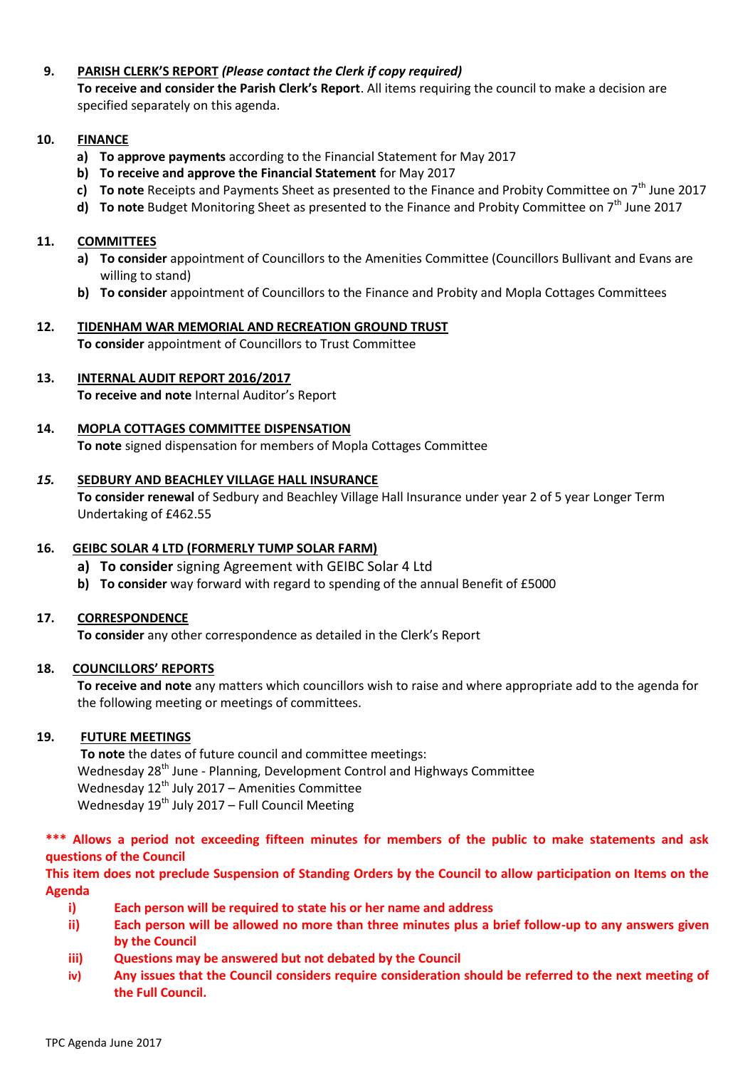**9. PARISH CLERK'S REPORT** ***(Please contact the Clerk if copy required)***

**To receive and consider the Parish Clerk's Report**. All items requiring the council to make a decision are specified separately on this agenda.

**10. FINANCE**

- **a) To approve payments** according to the Financial Statement for May 2017
- **b) To receive and approve the Financial Statement** for May 2017
- **c) To note** Receipts and Payments Sheet as presented to the Finance and Probity Committee on 7th June 2017
- **d) To note** Budget Monitoring Sheet as presented to the Finance and Probity Committee on 7th June 2017

**11. COMMITTEES**

- **a) To consider** appointment of Councillors to the Amenities Committee (Councillors Bullivant and Evans are willing to stand)
- **b) To consider** appointment of Councillors to the Finance and Probity and Mopla Cottages Committees

**12. TIDENHAM WAR MEMORIAL AND RECREATION GROUND TRUST**

**To consider** appointment of Councillors to Trust Committee

**13. INTERNAL AUDIT REPORT 2016/2017**

**To receive and note** Internal Auditor's Report

**14. MOPLA COTTAGES COMMITTEE DISPENSATION**

**To note** signed dispensation for members of Mopla Cottages Committee

***15.* SEDBURY AND BEACHLEY VILLAGE HALL INSURANCE**

**To consider renewal** of Sedbury and Beachley Village Hall Insurance under year 2 of 5 year Longer Term Undertaking of £462.55

**16. GEIBC SOLAR 4 LTD (FORMERLY TUMP SOLAR FARM)**

- **a) To consider** signing Agreement with GEIBC Solar 4 Ltd
- **b) To consider** way forward with regard to spending of the annual Benefit of £5000

**17. CORRESPONDENCE**

**To consider** any other correspondence as detailed in the Clerk's Report

**18. COUNCILLORS' REPORTS**

**To receive and note** any matters which councillors wish to raise and where appropriate add to the agenda for the following meeting or meetings of committees.

**19. FUTURE MEETINGS**

**To note** the dates of future council and committee meetings:

Wednesday 28th June - Planning, Development Control and Highways Committee
Wednesday 12th July 2017 – Amenities Committee
Wednesday 19th July 2017 – Full Council Meeting

**\*\*\* Allows a period not exceeding fifteen minutes for members of the public to make statements and ask questions of the Council**

**This item does not preclude Suspension of Standing Orders by the Council to allow participation on Items on the Agenda**

- **i) Each person will be required to state his or her name and address**
- **ii) Each person will be allowed no more than three minutes plus a brief follow-up to any answers given by the Council**
- **iii) Questions may be answered but not debated by the Council**
- **iv) Any issues that the Council considers require consideration should be referred to the next meeting of the Full Council.**

TPC Agenda June 2017